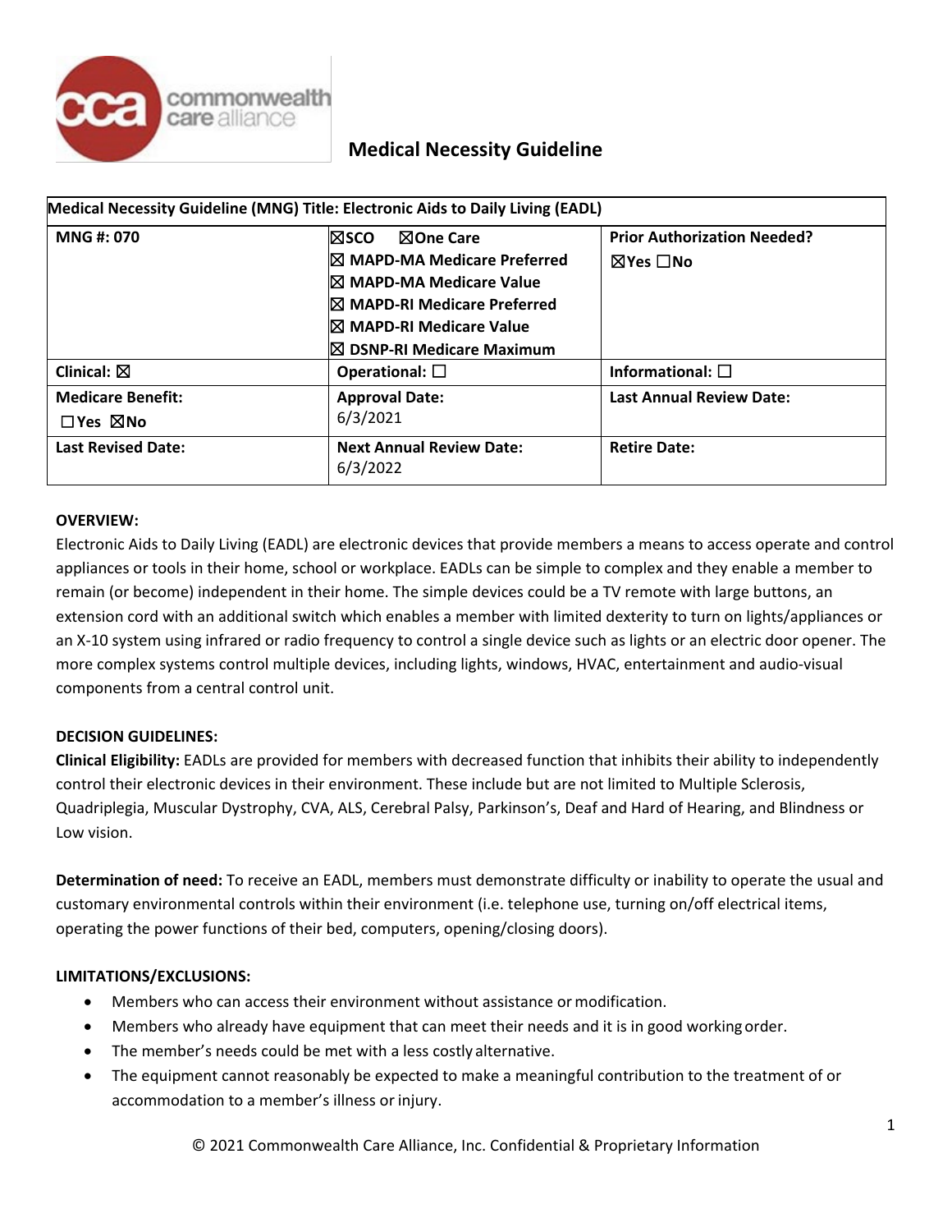# Medical Necessity Guideline

| Medical Necessity Guideline (MNG) Title: Electronic Aids to Daily Living (EADL) | | |
|---|---|---|
| **MNG #: 070** | ☒**SCO** ☒**One Care**<br>☒ **MAPD-MA Medicare Preferred**<br>☒ **MAPD-MA Medicare Value**<br>☒ **MAPD-RI Medicare Preferred**<br>☒ **MAPD-RI Medicare Value**<br>☒ **DSNP-RI Medicare Maximum** | **Prior Authorization Needed?**<br>☒**Yes** ☐**No** |
| **Clinical:** ☒ | **Operational:** ☐ | **Informational:** ☐ |
| **Medicare Benefit:**<br>☐**Yes** ☒**No** | **Approval Date:**<br>6/3/2021 | **Last Annual Review Date:** |
| **Last Revised Date:** | **Next Annual Review Date:**<br>6/3/2022 | **Retire Date:** |

**OVERVIEW:**

Electronic Aids to Daily Living (EADL) are electronic devices that provide members a means to access operate and control appliances or tools in their home, school or workplace. EADLs can be simple to complex and they enable a member to remain (or become) independent in their home. The simple devices could be a TV remote with large buttons, an extension cord with an additional switch which enables a member with limited dexterity to turn on lights/appliances or an X-10 system using infrared or radio frequency to control a single device such as lights or an electric door opener. The more complex systems control multiple devices, including lights, windows, HVAC, entertainment and audio-visual components from a central control unit.

**DECISION GUIDELINES:**

**Clinical Eligibility:** EADLs are provided for members with decreased function that inhibits their ability to independently control their electronic devices in their environment. These include but are not limited to Multiple Sclerosis, Quadriplegia, Muscular Dystrophy, CVA, ALS, Cerebral Palsy, Parkinson's, Deaf and Hard of Hearing, and Blindness or Low vision.

**Determination of need:** To receive an EADL, members must demonstrate difficulty or inability to operate the usual and customary environmental controls within their environment (i.e. telephone use, turning on/off electrical items, operating the power functions of their bed, computers, opening/closing doors).

**LIMITATIONS/EXCLUSIONS:**

- Members who can access their environment without assistance or modification.
- Members who already have equipment that can meet their needs and it is in good working order.
- The member's needs could be met with a less costly alternative.
- The equipment cannot reasonably be expected to make a meaningful contribution to the treatment of or accommodation to a member's illness or injury.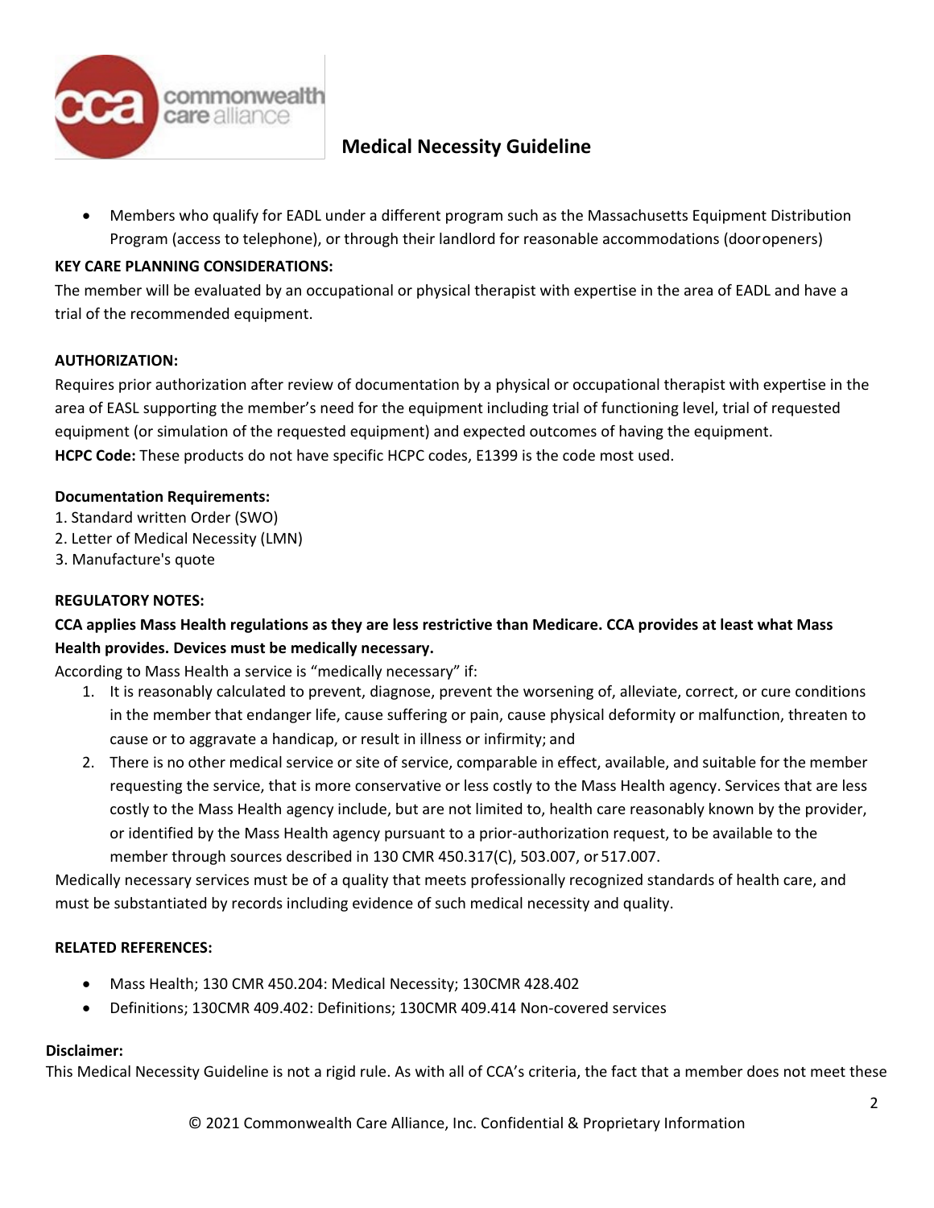- Members who qualify for EADL under a different program such as the Massachusetts Equipment Distribution Program (access to telephone), or through their landlord for reasonable accommodations (door openers)

**KEY CARE PLANNING CONSIDERATIONS:**

The member will be evaluated by an occupational or physical therapist with expertise in the area of EADL and have a trial of the recommended equipment.

**AUTHORIZATION:**

Requires prior authorization after review of documentation by a physical or occupational therapist with expertise in the area of EASL supporting the member's need for the equipment including trial of functioning level, trial of requested equipment (or simulation of the requested equipment) and expected outcomes of having the equipment.

**HCPC Code:** These products do not have specific HCPC codes, E1399 is the code most used.

**Documentation Requirements:**

1. Standard written Order (SWO)
2. Letter of Medical Necessity (LMN)
3. Manufacture's quote

**REGULATORY NOTES:**

**CCA applies Mass Health regulations as they are less restrictive than Medicare. CCA provides at least what Mass Health provides. Devices must be medically necessary.**

According to Mass Health a service is "medically necessary" if:

1. It is reasonably calculated to prevent, diagnose, prevent the worsening of, alleviate, correct, or cure conditions in the member that endanger life, cause suffering or pain, cause physical deformity or malfunction, threaten to cause or to aggravate a handicap, or result in illness or infirmity; and
2. There is no other medical service or site of service, comparable in effect, available, and suitable for the member requesting the service, that is more conservative or less costly to the Mass Health agency. Services that are less costly to the Mass Health agency include, but are not limited to, health care reasonably known by the provider, or identified by the Mass Health agency pursuant to a prior-authorization request, to be available to the member through sources described in 130 CMR 450.317(C), 503.007, or 517.007.

Medically necessary services must be of a quality that meets professionally recognized standards of health care, and must be substantiated by records including evidence of such medical necessity and quality.

**RELATED REFERENCES:**

- Mass Health; 130 CMR 450.204: Medical Necessity; 130CMR 428.402
- Definitions; 130CMR 409.402: Definitions; 130CMR 409.414 Non-covered services

**Disclaimer:**

This Medical Necessity Guideline is not a rigid rule. As with all of CCA's criteria, the fact that a member does not meet these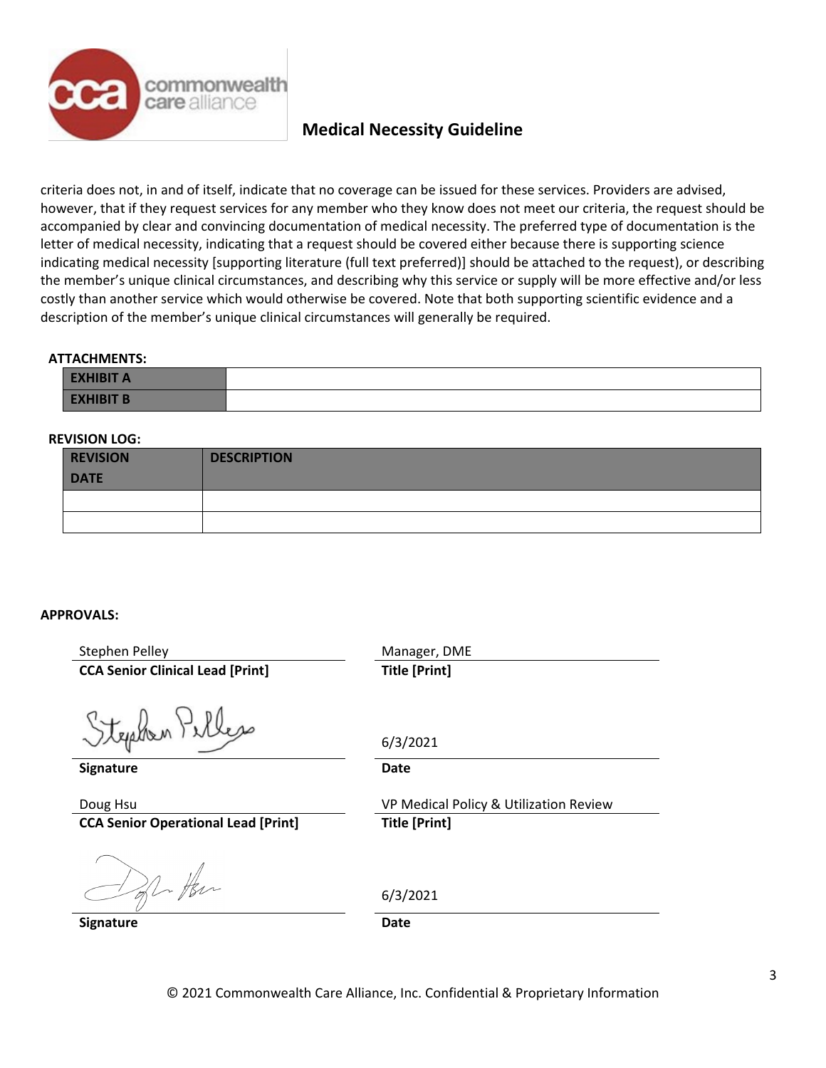criteria does not, in and of itself, indicate that no coverage can be issued for these services. Providers are advised, however, that if they request services for any member who they know does not meet our criteria, the request should be accompanied by clear and convincing documentation of medical necessity. The preferred type of documentation is the letter of medical necessity, indicating that a request should be covered either because there is supporting science indicating medical necessity [supporting literature (full text preferred)] should be attached to the request), or describing the member's unique clinical circumstances, and describing why this service or supply will be more effective and/or less costly than another service which would otherwise be covered. Note that both supporting scientific evidence and a description of the member's unique clinical circumstances will generally be required.

**ATTACHMENTS:**

| | |
|---|---|
| **EXHIBIT A** | |
| **EXHIBIT B** | |

**REVISION LOG:**

| REVISION DATE | DESCRIPTION |
|---|---|
| | |
| | |

**APPROVALS:**

Stephen Pelley
**CCA Senior Clinical Lead [Print]**

Manager, DME
**Title [Print]**

Stephen Pelley
**Signature**

6/3/2021
**Date**

Doug Hsu
**CCA Senior Operational Lead [Print]**

VP Medical Policy & Utilization Review
**Title [Print]**

Doug Hsu
**Signature**

6/3/2021
**Date**

© 2021 Commonwealth Care Alliance, Inc. Confidential & Proprietary Information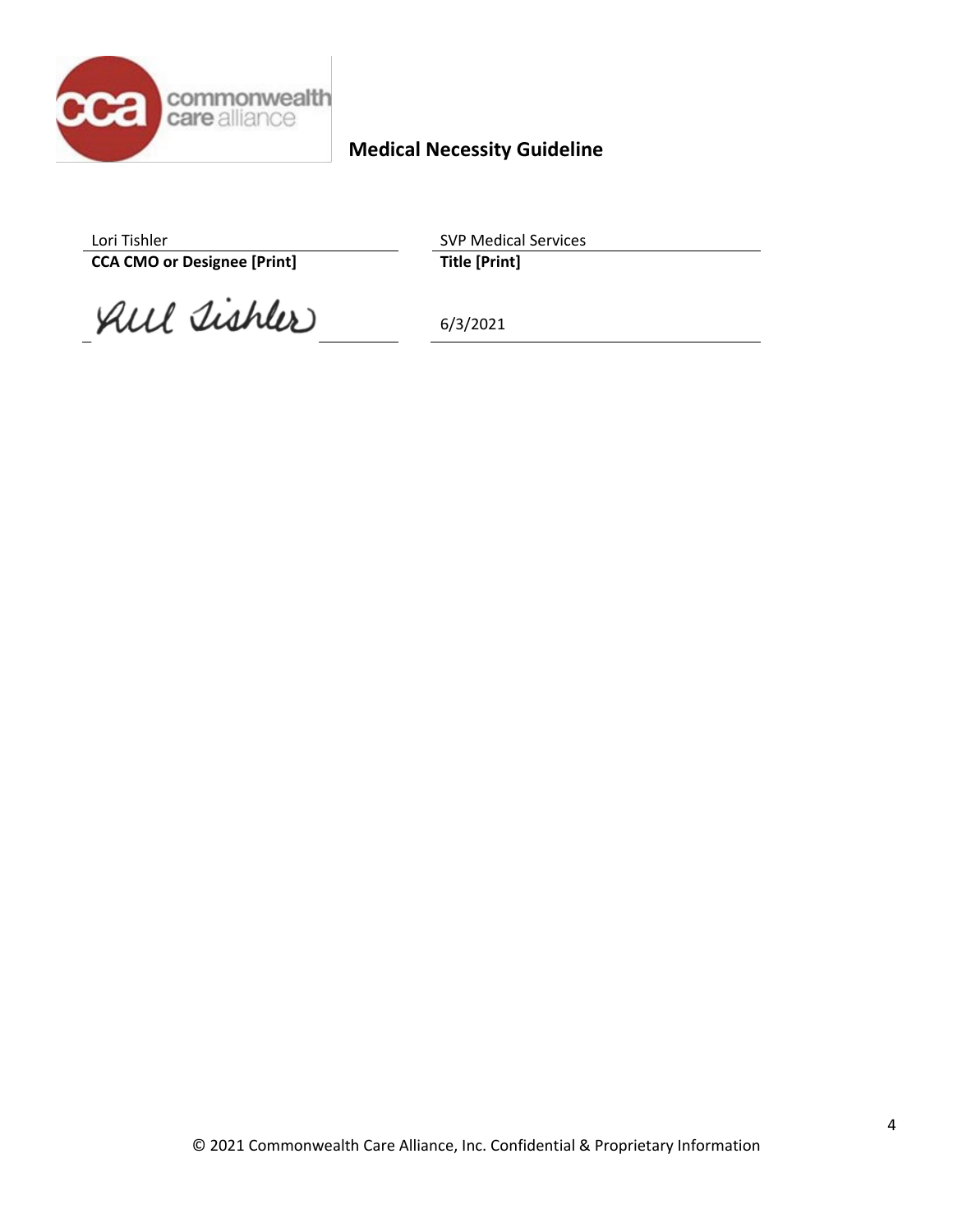**Medical Necessity Guideline**

| | |
|---|---|
| Lori Tishler | SVP Medical Services |
| **CCA CMO or Designee [Print]** | **Title [Print]** |
| Lori Tishler | 6/3/2021 |

© 2021 Commonwealth Care Alliance, Inc. Confidential & Proprietary Information